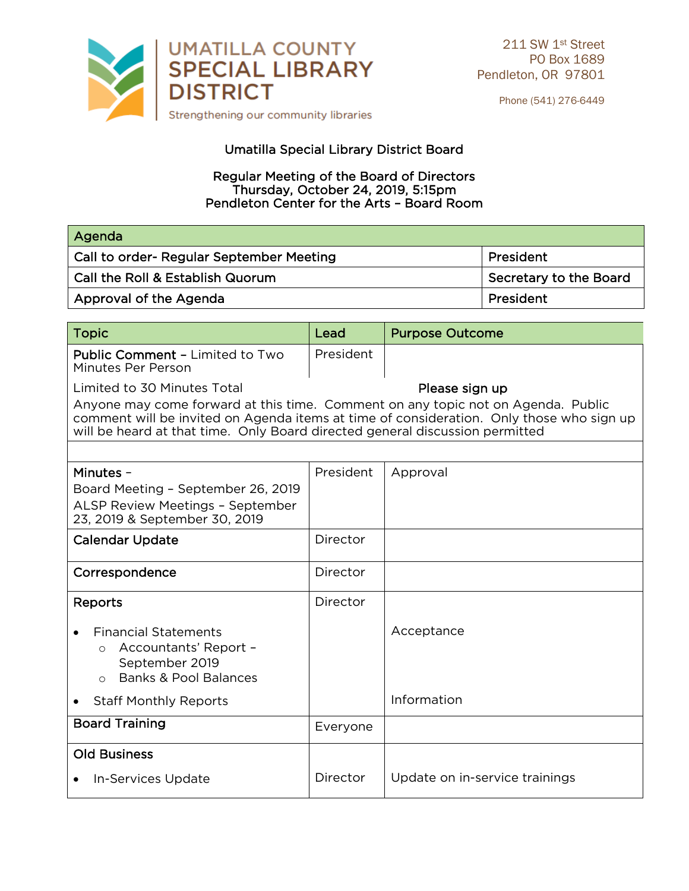UMATILLA COUNTY SPECIAL LIBRARY DISTRICT

Strengthening our community libraries

211 SW 1st Street
PO Box 1689
Pendleton, OR 97801

Phone (541) 276-6449

# Umatilla Special Library District Board

## Regular Meeting of the Board of Directors
Thursday, October 24, 2019, 5:15pm
Pendleton Center for the Arts – Board Room

| Agenda | |
|---|---|
| Call to order- Regular September Meeting | President |
| Call the Roll & Establish Quorum | Secretary to the Board |
| Approval of the Agenda | President |

| Topic | Lead | Purpose Outcome |
|---|---|---|
| **Public Comment** – Limited to Two Minutes Per Person | President | |
| Limited to 30 Minutes Total **Please sign up** Anyone may come forward at this time. Comment on any topic not on Agenda. Public comment will be invited on Agenda items at time of consideration. Only those who sign up will be heard at that time. Only Board directed general discussion permitted | | |
| | | |
| **Minutes** – Board Meeting – September 26, 2019 ALSP Review Meetings – September 23, 2019 & September 30, 2019 | President | Approval |
| **Calendar Update** | Director | |
| **Correspondence** | Director | |
| **Reports** • Financial Statements ○ Accountants' Report – September 2019 ○ Banks & Pool Balances • Staff Monthly Reports | Director | Acceptance Information |
| **Board Training** | Everyone | |
| **Old Business** • In-Services Update | Director | Update on in-service trainings |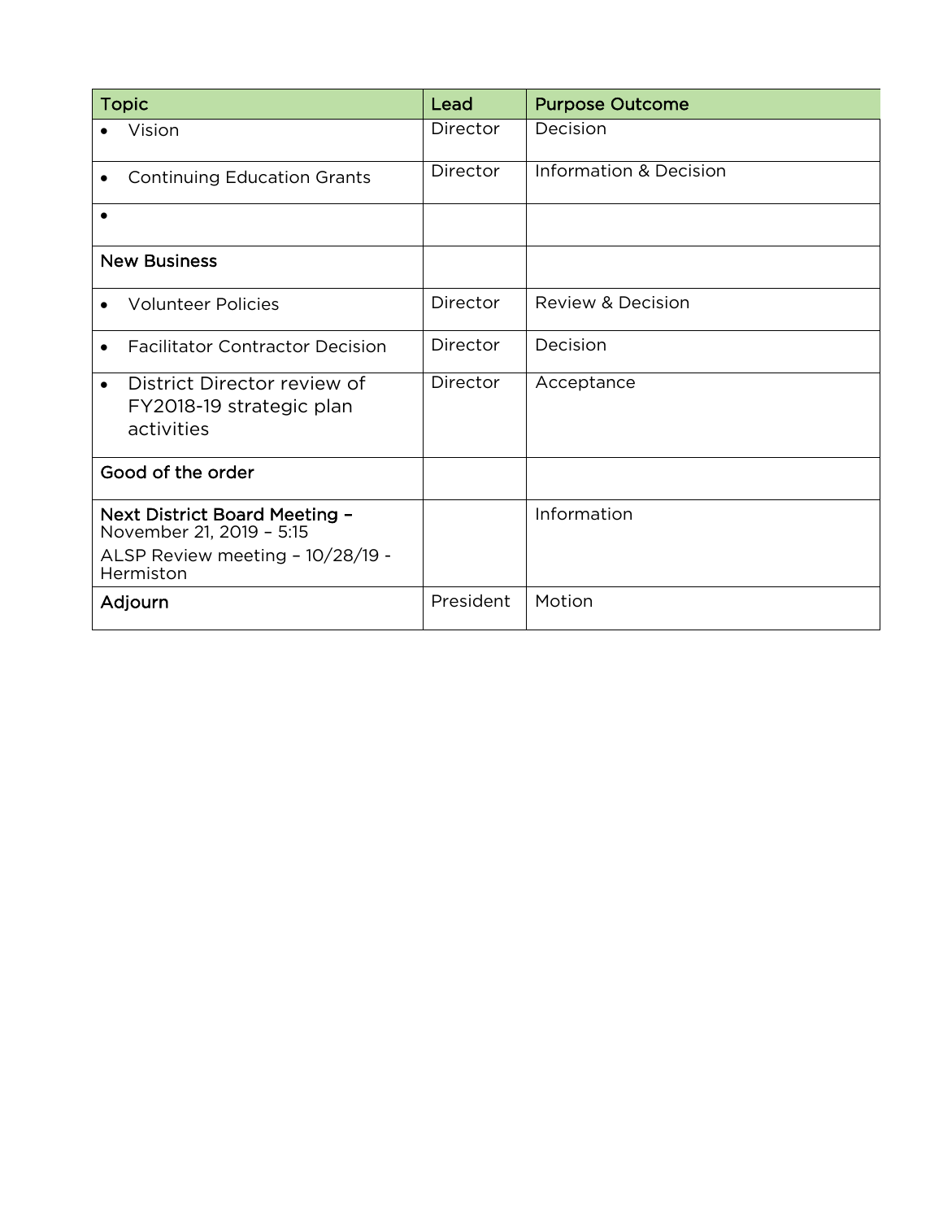| Topic | Lead | Purpose Outcome |
|---|---|---|
| • Vision | Director | Decision |
| • Continuing Education Grants | Director | Information & Decision |
| • | | |
| **New Business** | | |
| • Volunteer Policies | Director | Review & Decision |
| • Facilitator Contractor Decision | Director | Decision |
| • District Director review of FY2018-19 strategic plan activities | Director | Acceptance |
| **Good of the order** | | |
| **Next District Board Meeting –** November 21, 2019 – 5:15<br>ALSP Review meeting – 10/28/19 - Hermiston | | Information |
| **Adjourn** | President | Motion |